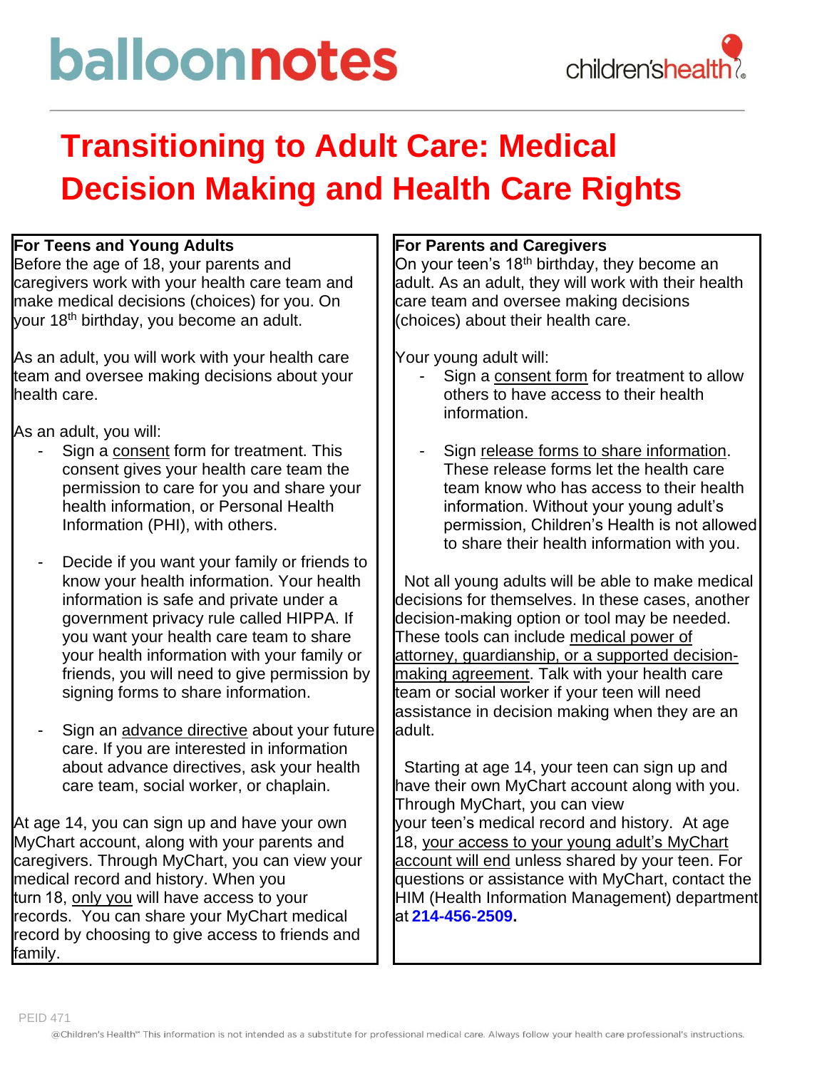balloonnotes

children'shealth

# Transitioning to Adult Care: Medical Decision Making and Health Care Rights

## For Teens and Young Adults

Before the age of 18, your parents and caregivers work with your health care team and make medical decisions (choices) for you. On your 18th birthday, you become an adult.

As an adult, you will work with your health care team and oversee making decisions about your health care.

As an adult, you will:

- Sign a consent form for treatment. This consent gives your health care team the permission to care for you and share your health information, or Personal Health Information (PHI), with others.
- Decide if you want your family or friends to know your health information. Your health information is safe and private under a government privacy rule called HIPPA. If you want your health care team to share your health information with your family or friends, you will need to give permission by signing forms to share information.
- Sign an advance directive about your future care. If you are interested in information about advance directives, ask your health care team, social worker, or chaplain.

At age 14, you can sign up and have your own MyChart account, along with your parents and caregivers. Through MyChart, you can view your medical record and history. When you turn 18, only you will have access to your records. You can share your MyChart medical record by choosing to give access to friends and family.

## For Parents and Caregivers

On your teen's 18th birthday, they become an adult. As an adult, they will work with their health care team and oversee making decisions (choices) about their health care.

Your young adult will:

- Sign a consent form for treatment to allow others to have access to their health information.
- Sign release forms to share information. These release forms let the health care team know who has access to their health information. Without your young adult's permission, Children's Health is not allowed to share their health information with you.

Not all young adults will be able to make medical decisions for themselves. In these cases, another decision-making option or tool may be needed. These tools can include medical power of attorney, guardianship, or a supported decision-making agreement. Talk with your health care team or social worker if your teen will need assistance in decision making when they are an adult.

Starting at age 14, your teen can sign up and have their own MyChart account along with you. Through MyChart, you can view your teen's medical record and history. At age 18, your access to your young adult's MyChart account will end unless shared by your teen. For questions or assistance with MyChart, contact the HIM (Health Information Management) department at **214-456-2509**.

PEID 471

@Children's Health℠ This information is not intended as a substitute for professional medical care. Always follow your health care professional's instructions.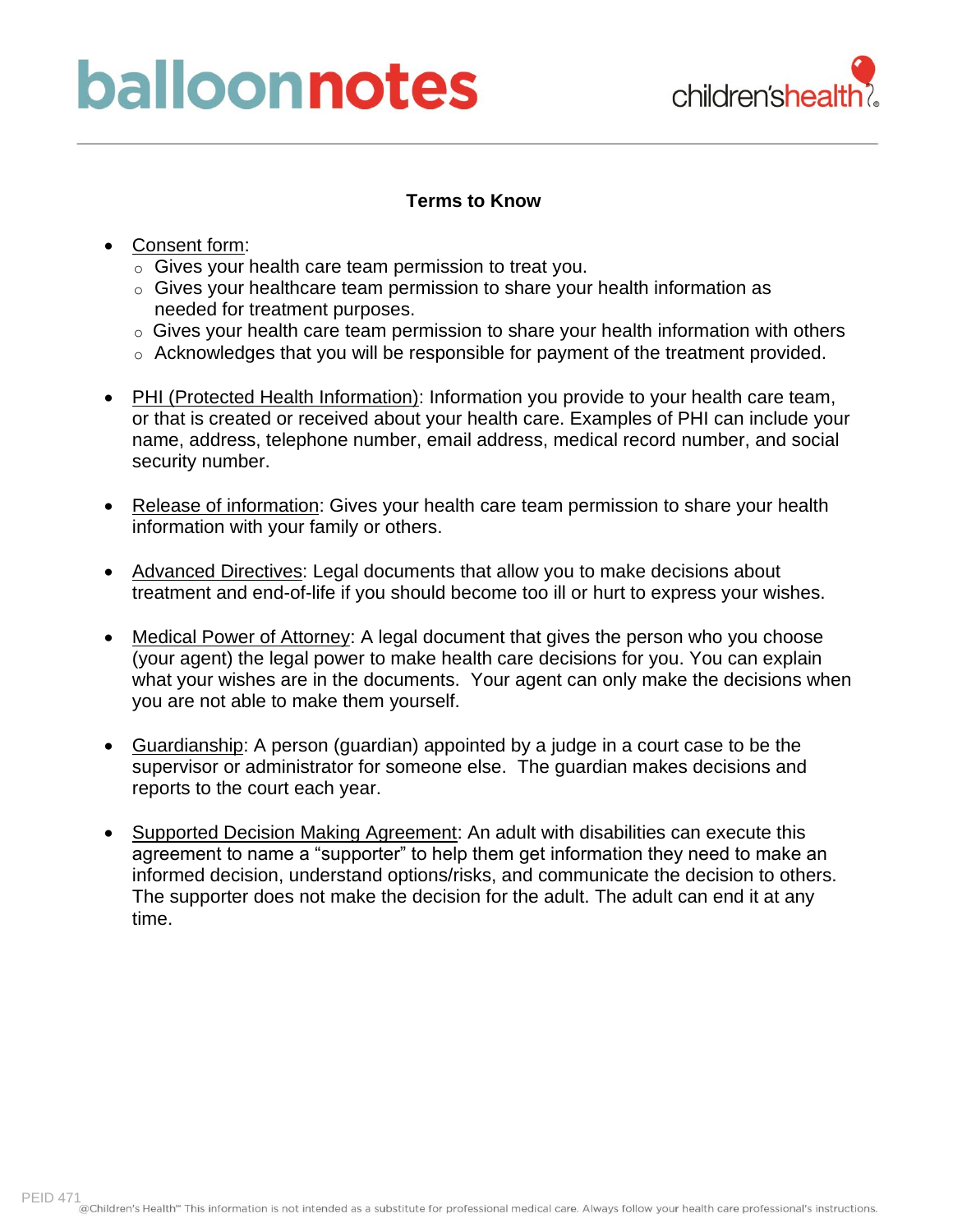## Terms to Know

- Consent form:
  - Gives your health care team permission to treat you.
  - Gives your healthcare team permission to share your health information as needed for treatment purposes.
  - Gives your health care team permission to share your health information with others
  - Acknowledges that you will be responsible for payment of the treatment provided.

- PHI (Protected Health Information): Information you provide to your health care team, or that is created or received about your health care. Examples of PHI can include your name, address, telephone number, email address, medical record number, and social security number.

- Release of information: Gives your health care team permission to share your health information with your family or others.

- Advanced Directives: Legal documents that allow you to make decisions about treatment and end-of-life if you should become too ill or hurt to express your wishes.

- Medical Power of Attorney: A legal document that gives the person who you choose (your agent) the legal power to make health care decisions for you. You can explain what your wishes are in the documents. Your agent can only make the decisions when you are not able to make them yourself.

- Guardianship: A person (guardian) appointed by a judge in a court case to be the supervisor or administrator for someone else. The guardian makes decisions and reports to the court each year.

- Supported Decision Making Agreement: An adult with disabilities can execute this agreement to name a "supporter" to help them get information they need to make an informed decision, understand options/risks, and communicate the decision to others. The supporter does not make the decision for the adult. The adult can end it at any time.

PEID 471

@Children's Health℠ This information is not intended as a substitute for professional medical care. Always follow your health care professional's instructions.